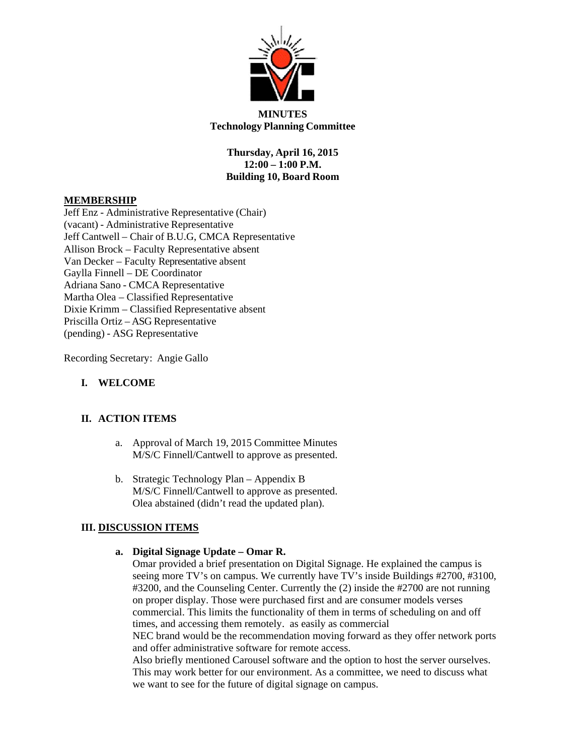**MINUTES**
**Technology Planning Committee**

**Thursday, April 16, 2015**
**12:00 – 1:00 P.M.**
**Building 10, Board Room**

**MEMBERSHIP**

Jeff Enz - Administrative Representative (Chair)
(vacant) - Administrative Representative
Jeff Cantwell – Chair of B.U.G, CMCA Representative
Allison Brock – Faculty Representative absent
Van Decker – Faculty Representative absent
Gaylla Finnell – DE Coordinator
Adriana Sano - CMCA Representative
Martha Olea – Classified Representative
Dixie Krimm – Classified Representative absent
Priscilla Ortiz – ASG Representative
(pending) - ASG Representative

Recording Secretary: Angie Gallo

## I. WELCOME

## II. ACTION ITEMS

a. Approval of March 19, 2015 Committee Minutes
M/S/C Finnell/Cantwell to approve as presented.

b. Strategic Technology Plan – Appendix B
M/S/C Finnell/Cantwell to approve as presented.
Olea abstained (didn't read the updated plan).

## III. DISCUSSION ITEMS

**a. Digital Signage Update – Omar R.**

Omar provided a brief presentation on Digital Signage. He explained the campus is seeing more TV's on campus. We currently have TV's inside Buildings #2700, #3100, #3200, and the Counseling Center. Currently the (2) inside the #2700 are not running on proper display. Those were purchased first and are consumer models verses commercial. This limits the functionality of them in terms of scheduling on and off times, and accessing them remotely. as easily as commercial
NEC brand would be the recommendation moving forward as they offer network ports and offer administrative software for remote access.
Also briefly mentioned Carousel software and the option to host the server ourselves. This may work better for our environment. As a committee, we need to discuss what we want to see for the future of digital signage on campus.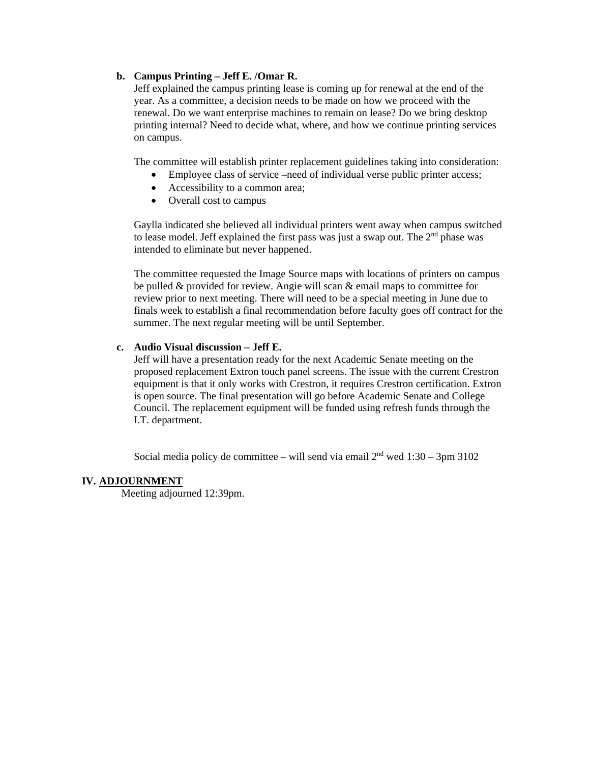**b. Campus Printing – Jeff E. /Omar R.**

Jeff explained the campus printing lease is coming up for renewal at the end of the year. As a committee, a decision needs to be made on how we proceed with the renewal. Do we want enterprise machines to remain on lease? Do we bring desktop printing internal? Need to decide what, where, and how we continue printing services on campus.

The committee will establish printer replacement guidelines taking into consideration:

- Employee class of service –need of individual verse public printer access;
- Accessibility to a common area;
- Overall cost to campus

Gaylla indicated she believed all individual printers went away when campus switched to lease model. Jeff explained the first pass was just a swap out. The 2nd phase was intended to eliminate but never happened.

The committee requested the Image Source maps with locations of printers on campus be pulled & provided for review. Angie will scan & email maps to committee for review prior to next meeting. There will need to be a special meeting in June due to finals week to establish a final recommendation before faculty goes off contract for the summer. The next regular meeting will be until September.

**c. Audio Visual discussion – Jeff E.**

Jeff will have a presentation ready for the next Academic Senate meeting on the proposed replacement Extron touch panel screens. The issue with the current Crestron equipment is that it only works with Crestron, it requires Crestron certification. Extron is open source. The final presentation will go before Academic Senate and College Council. The replacement equipment will be funded using refresh funds through the I.T. department.

Social media policy de committee – will send via email 2nd wed 1:30 – 3pm 3102

## IV. ADJOURNMENT

Meeting adjourned 12:39pm.